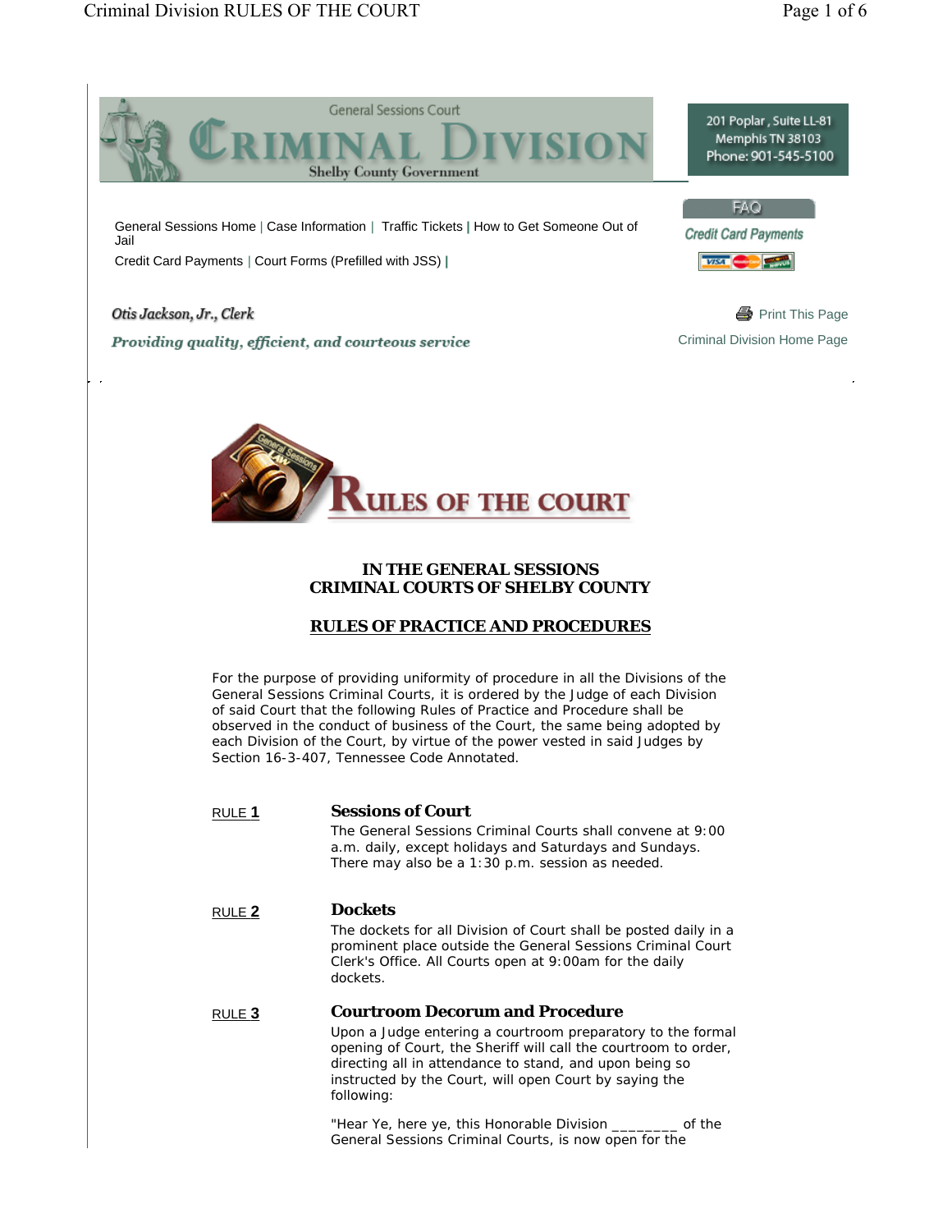General Sessions Court

# CRIMINAL DIVISION

Shelby County Government

201 Poplar, Suite LL-81
Memphis TN 38103
Phone: 901-545-5100

General Sessions Home | Case Information | Traffic Tickets | How to Get Someone Out of Jail

Credit Card Payments | Court Forms (Prefilled with JSS) |

FAQ

Credit Card Payments

*Otis Jackson, Jr., Clerk*

*Providing quality, efficient, and courteous service*

Print This Page

Criminal Division Home Page

# RULES OF THE COURT

## IN THE GENERAL SESSIONS CRIMINAL COURTS OF SHELBY COUNTY

## RULES OF PRACTICE AND PROCEDURES

For the purpose of providing uniformity of procedure in all the Divisions of the General Sessions Criminal Courts, it is ordered by the Judge of each Division of said Court that the following Rules of Practice and Procedure shall be observed in the conduct of business of the Court, the same being adopted by each Division of the Court, by virtue of the power vested in said Judges by Section 16-3-407, Tennessee Code Annotated.

### RULE 1 — Sessions of Court

The General Sessions Criminal Courts shall convene at 9:00 a.m. daily, except holidays and Saturdays and Sundays. There may also be a 1:30 p.m. session as needed.

### RULE 2 — Dockets

The dockets for all Division of Court shall be posted daily in a prominent place outside the General Sessions Criminal Court Clerk's Office. All Courts open at 9:00am for the daily dockets.

### RULE 3 — Courtroom Decorum and Procedure

Upon a Judge entering a courtroom preparatory to the formal opening of Court, the Sheriff will call the courtroom to order, directing all in attendance to stand, and upon being so instructed by the Court, will open Court by saying the following:

"Hear Ye, here ye, this Honorable Division ________ of the General Sessions Criminal Courts, is now open for the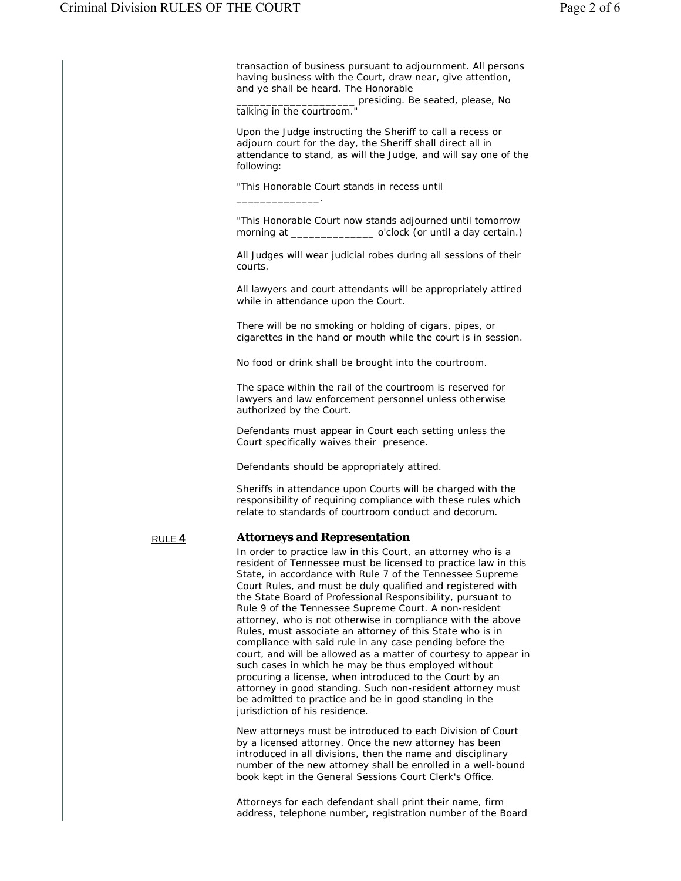transaction of business pursuant to adjournment. All persons having business with the Court, draw near, give attention, and ye shall be heard. The Honorable ____________________ presiding. Be seated, please, No talking in the courtroom."

Upon the Judge instructing the Sheriff to call a recess or adjourn court for the day, the Sheriff shall direct all in attendance to stand, as will the Judge, and will say one of the following:

"This Honorable Court stands in recess until ______________.

"This Honorable Court now stands adjourned until tomorrow morning at ______________ o'clock (or until a day certain.)

All Judges will wear judicial robes during all sessions of their courts.

All lawyers and court attendants will be appropriately attired while in attendance upon the Court.

There will be no smoking or holding of cigars, pipes, or cigarettes in the hand or mouth while the court is in session.

No food or drink shall be brought into the courtroom.

The space within the rail of the courtroom is reserved for lawyers and law enforcement personnel unless otherwise authorized by the Court.

Defendants must appear in Court each setting unless the Court specifically waives their presence.

Defendants should be appropriately attired.

Sheriffs in attendance upon Courts will be charged with the responsibility of requiring compliance with these rules which relate to standards of courtroom conduct and decorum.

## RULE 4 Attorneys and Representation

In order to practice law in this Court, an attorney who is a resident of Tennessee must be licensed to practice law in this State, in accordance with Rule 7 of the Tennessee Supreme Court Rules, and must be duly qualified and registered with the State Board of Professional Responsibility, pursuant to Rule 9 of the Tennessee Supreme Court. A non-resident attorney, who is not otherwise in compliance with the above Rules, must associate an attorney of this State who is in compliance with said rule in any case pending before the court, and will be allowed as a matter of courtesy to appear in such cases in which he may be thus employed without procuring a license, when introduced to the Court by an attorney in good standing. Such non-resident attorney must be admitted to practice and be in good standing in the jurisdiction of his residence.

New attorneys must be introduced to each Division of Court by a licensed attorney. Once the new attorney has been introduced in all divisions, then the name and disciplinary number of the new attorney shall be enrolled in a well-bound book kept in the General Sessions Court Clerk's Office.

Attorneys for each defendant shall print their name, firm address, telephone number, registration number of the Board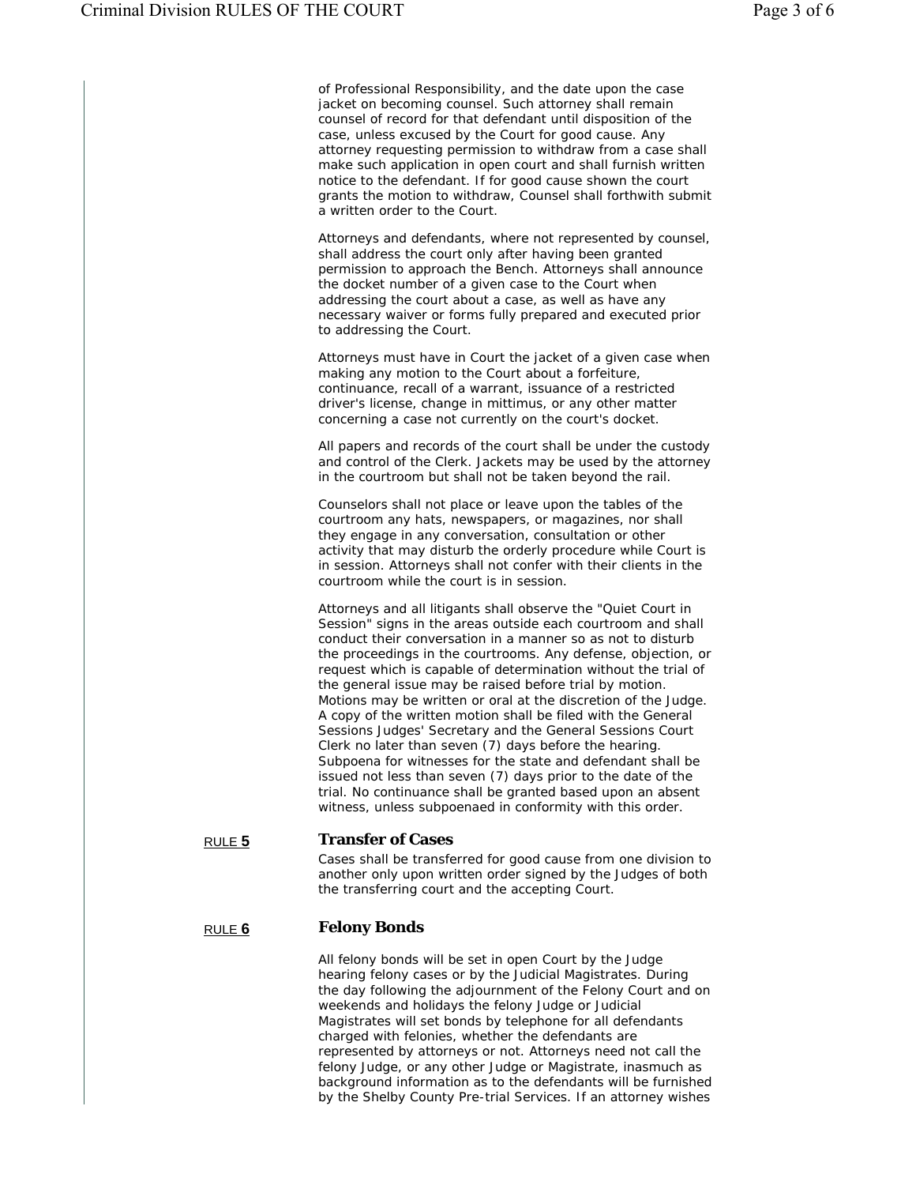of Professional Responsibility, and the date upon the case jacket on becoming counsel. Such attorney shall remain counsel of record for that defendant until disposition of the case, unless excused by the Court for good cause. Any attorney requesting permission to withdraw from a case shall make such application in open court and shall furnish written notice to the defendant. If for good cause shown the court grants the motion to withdraw, Counsel shall forthwith submit a written order to the Court.

Attorneys and defendants, where not represented by counsel, shall address the court only after having been granted permission to approach the Bench. Attorneys shall announce the docket number of a given case to the Court when addressing the court about a case, as well as have any necessary waiver or forms fully prepared and executed prior to addressing the Court.

Attorneys must have in Court the jacket of a given case when making any motion to the Court about a forfeiture, continuance, recall of a warrant, issuance of a restricted driver's license, change in mittimus, or any other matter concerning a case not currently on the court's docket.

All papers and records of the court shall be under the custody and control of the Clerk. Jackets may be used by the attorney in the courtroom but shall not be taken beyond the rail.

Counselors shall not place or leave upon the tables of the courtroom any hats, newspapers, or magazines, nor shall they engage in any conversation, consultation or other activity that may disturb the orderly procedure while Court is in session. Attorneys shall not confer with their clients in the courtroom while the court is in session.

Attorneys and all litigants shall observe the "Quiet Court in Session" signs in the areas outside each courtroom and shall conduct their conversation in a manner so as not to disturb the proceedings in the courtrooms. Any defense, objection, or request which is capable of determination without the trial of the general issue may be raised before trial by motion. Motions may be written or oral at the discretion of the Judge. A copy of the written motion shall be filed with the General Sessions Judges' Secretary and the General Sessions Court Clerk no later than seven (7) days before the hearing. Subpoena for witnesses for the state and defendant shall be issued not less than seven (7) days prior to the date of the trial. No continuance shall be granted based upon an absent witness, unless subpoenaed in conformity with this order.

RULE **5**

## Transfer of Cases

Cases shall be transferred for good cause from one division to another only upon written order signed by the Judges of both the transferring court and the accepting Court.

RULE **6**

## Felony Bonds

All felony bonds will be set in open Court by the Judge hearing felony cases or by the Judicial Magistrates. During the day following the adjournment of the Felony Court and on weekends and holidays the felony Judge or Judicial Magistrates will set bonds by telephone for all defendants charged with felonies, whether the defendants are represented by attorneys or not. Attorneys need not call the felony Judge, or any other Judge or Magistrate, inasmuch as background information as to the defendants will be furnished by the Shelby County Pre-trial Services. If an attorney wishes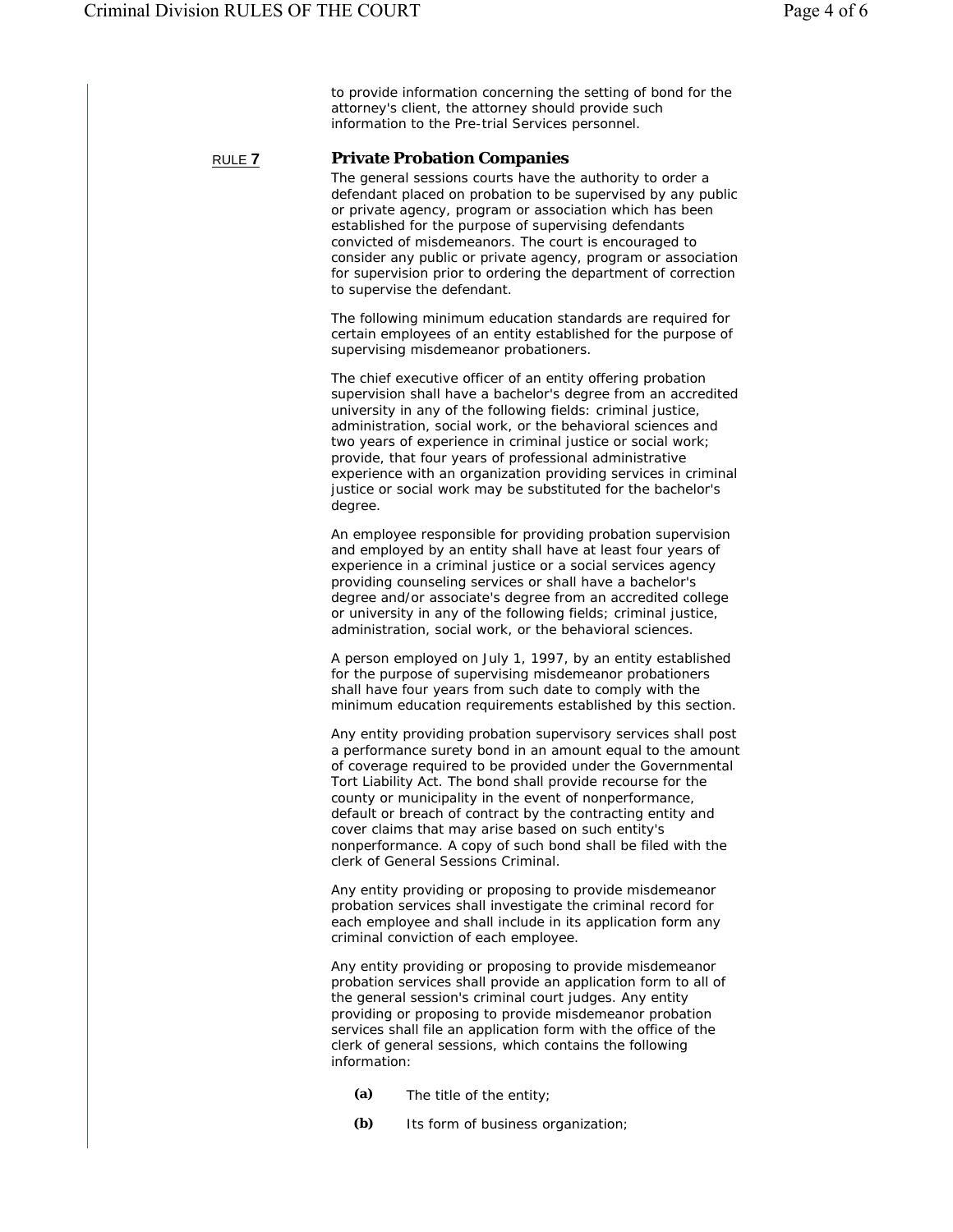to provide information concerning the setting of bond for the attorney's client, the attorney should provide such information to the Pre-trial Services personnel.

RULE **7**

### Private Probation Companies

The general sessions courts have the authority to order a defendant placed on probation to be supervised by any public or private agency, program or association which has been established for the purpose of supervising defendants convicted of misdemeanors. The court is encouraged to consider any public or private agency, program or association for supervision prior to ordering the department of correction to supervise the defendant.

The following minimum education standards are required for certain employees of an entity established for the purpose of supervising misdemeanor probationers.

The chief executive officer of an entity offering probation supervision shall have a bachelor's degree from an accredited university in any of the following fields: criminal justice, administration, social work, or the behavioral sciences and two years of experience in criminal justice or social work; provide, that four years of professional administrative experience with an organization providing services in criminal justice or social work may be substituted for the bachelor's degree.

An employee responsible for providing probation supervision and employed by an entity shall have at least four years of experience in a criminal justice or a social services agency providing counseling services or shall have a bachelor's degree and/or associate's degree from an accredited college or university in any of the following fields; criminal justice, administration, social work, or the behavioral sciences.

A person employed on July 1, 1997, by an entity established for the purpose of supervising misdemeanor probationers shall have four years from such date to comply with the minimum education requirements established by this section.

Any entity providing probation supervisory services shall post a performance surety bond in an amount equal to the amount of coverage required to be provided under the Governmental Tort Liability Act. The bond shall provide recourse for the county or municipality in the event of nonperformance, default or breach of contract by the contracting entity and cover claims that may arise based on such entity's nonperformance. A copy of such bond shall be filed with the clerk of General Sessions Criminal.

Any entity providing or proposing to provide misdemeanor probation services shall investigate the criminal record for each employee and shall include in its application form any criminal conviction of each employee.

Any entity providing or proposing to provide misdemeanor probation services shall provide an application form to all of the general session's criminal court judges. Any entity providing or proposing to provide misdemeanor probation services shall file an application form with the office of the clerk of general sessions, which contains the following information:

**(a)** The title of the entity;

**(b)** Its form of business organization;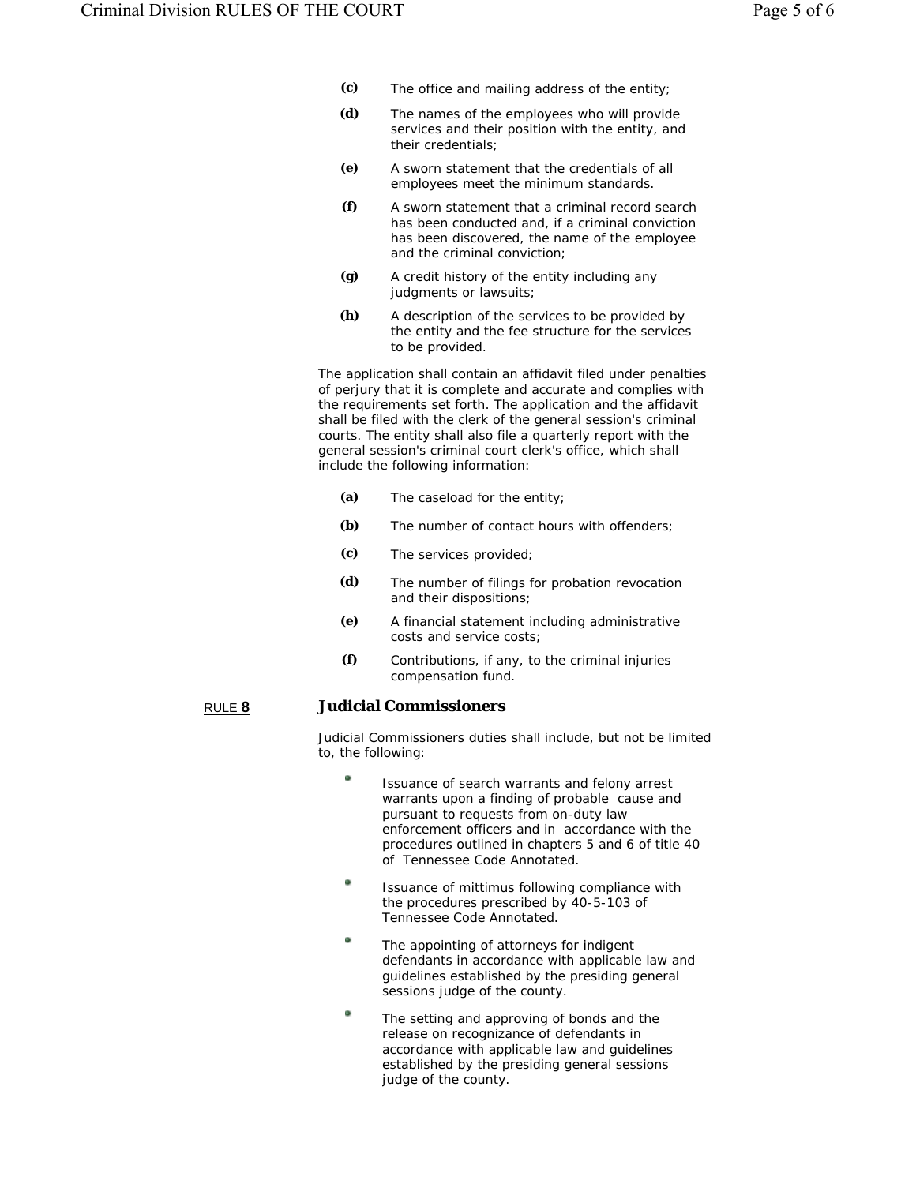(c) The office and mailing address of the entity;

(d) The names of the employees who will provide services and their position with the entity, and their credentials;

(e) A sworn statement that the credentials of all employees meet the minimum standards.

(f) A sworn statement that a criminal record search has been conducted and, if a criminal conviction has been discovered, the name of the employee and the criminal conviction;

(g) A credit history of the entity including any judgments or lawsuits;

(h) A description of the services to be provided by the entity and the fee structure for the services to be provided.

The application shall contain an affidavit filed under penalties of perjury that it is complete and accurate and complies with the requirements set forth. The application and the affidavit shall be filed with the clerk of the general session's criminal courts. The entity shall also file a quarterly report with the general session's criminal court clerk's office, which shall include the following information:

(a) The caseload for the entity;

(b) The number of contact hours with offenders;

(c) The services provided;

(d) The number of filings for probation revocation and their dispositions;

(e) A financial statement including administrative costs and service costs;

(f) Contributions, if any, to the criminal injuries compensation fund.

## RULE 8 Judicial Commissioners

Judicial Commissioners duties shall include, but not be limited to, the following:

- Issuance of search warrants and felony arrest warrants upon a finding of probable cause and pursuant to requests from on-duty law enforcement officers and in accordance with the procedures outlined in chapters 5 and 6 of title 40 of Tennessee Code Annotated.
- Issuance of mittimus following compliance with the procedures prescribed by 40-5-103 of Tennessee Code Annotated.
- The appointing of attorneys for indigent defendants in accordance with applicable law and guidelines established by the presiding general sessions judge of the county.
- The setting and approving of bonds and the release on recognizance of defendants in accordance with applicable law and guidelines established by the presiding general sessions judge of the county.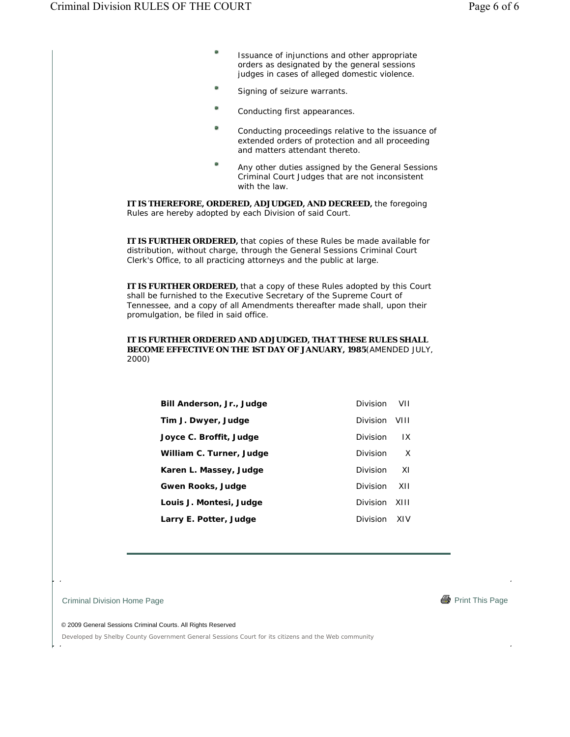- Issuance of injunctions and other appropriate orders as designated by the general sessions judges in cases of alleged domestic violence.
- Signing of seizure warrants.
- Conducting first appearances.
- Conducting proceedings relative to the issuance of extended orders of protection and all proceeding and matters attendant thereto.
- Any other duties assigned by the General Sessions Criminal Court Judges that are not inconsistent with the law.

**IT IS THEREFORE, ORDERED, ADJUDGED, AND DECREED,** the foregoing Rules are hereby adopted by each Division of said Court.

**IT IS FURTHER ORDERED,** that copies of these Rules be made available for distribution, without charge, through the General Sessions Criminal Court Clerk's Office, to all practicing attorneys and the public at large.

**IT IS FURTHER ORDERED,** that a copy of these Rules adopted by this Court shall be furnished to the Executive Secretary of the Supreme Court of Tennessee, and a copy of all Amendments thereafter made shall, upon their promulgation, be filed in said office.

**IT IS FURTHER ORDERED AND ADJUDGED, THAT THESE RULES SHALL BECOME EFFECTIVE ON THE 1ST DAY OF JANUARY, 1985**(AMENDED JULY, 2000)

| | |
|---|---|
| **Bill Anderson, Jr., Judge** | Division VII |
| **Tim J. Dwyer, Judge** | Division VIII |
| **Joyce C. Broffit, Judge** | Division IX |
| **William C. Turner, Judge** | Division X |
| **Karen L. Massey, Judge** | Division XI |
| **Gwen Rooks, Judge** | Division XII |
| **Louis J. Montesi, Judge** | Division XIII |
| **Larry E. Potter, Judge** | Division XIV |

---

Criminal Division Home Page

Print This Page

© 2009 General Sessions Criminal Courts. All Rights Reserved

Developed by Shelby County Government General Sessions Court for its citizens and the Web community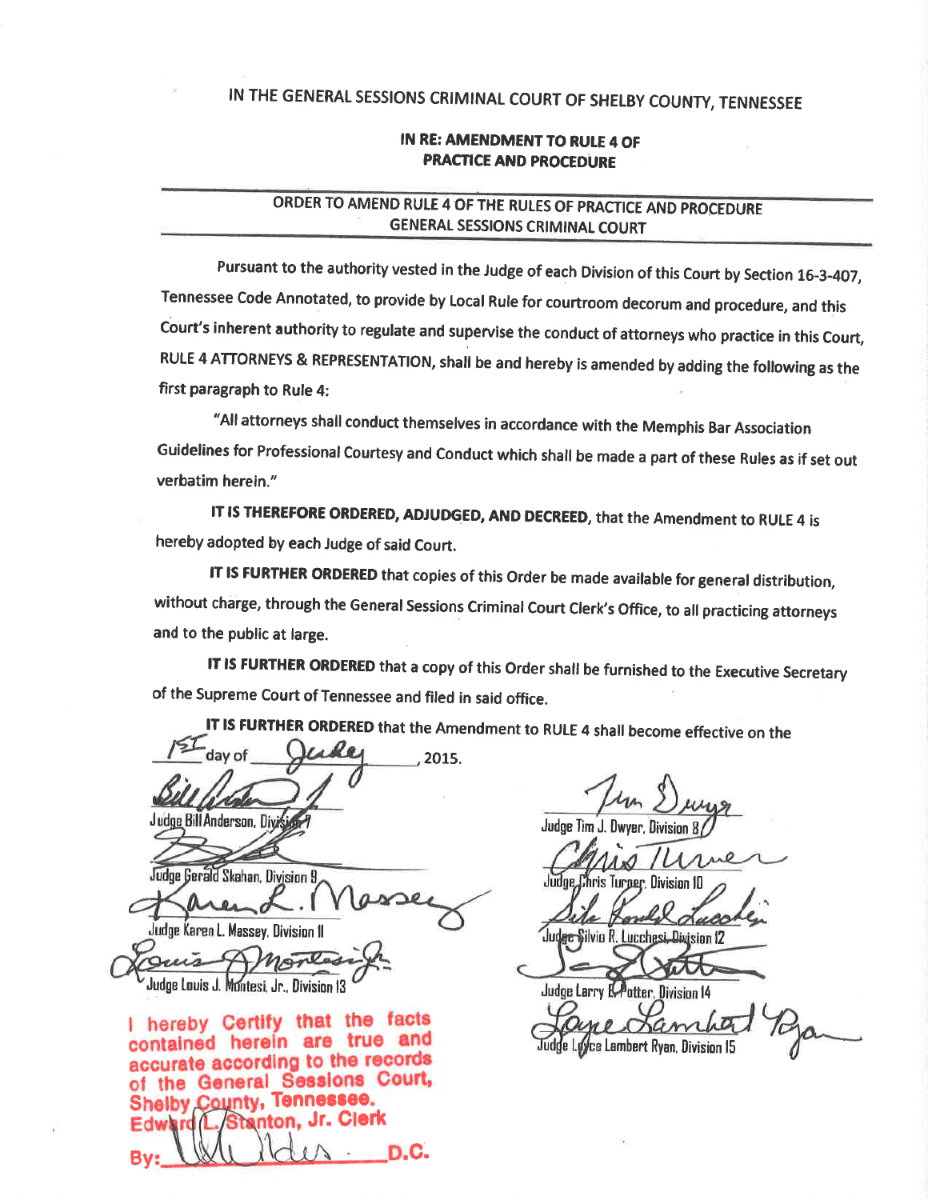IN THE GENERAL SESSIONS CRIMINAL COURT OF SHELBY COUNTY, TENNESSEE

**IN RE: AMENDMENT TO RULE 4 OF PRACTICE AND PROCEDURE**

---

ORDER TO AMEND RULE 4 OF THE RULES OF PRACTICE AND PROCEDURE GENERAL SESSIONS CRIMINAL COURT

---

Pursuant to the authority vested in the Judge of each Division of this Court by Section 16-3-407, Tennessee Code Annotated, to provide by Local Rule for courtroom decorum and procedure, and this Court's inherent authority to regulate and supervise the conduct of attorneys who practice in this Court, RULE 4 ATTORNEYS & REPRESENTATION, shall be and hereby is amended by adding the following as the first paragraph to Rule 4:

"All attorneys shall conduct themselves in accordance with the Memphis Bar Association Guidelines for Professional Courtesy and Conduct which shall be made a part of these Rules as if set out verbatim herein."

**IT IS THEREFORE ORDERED, ADJUDGED, AND DECREED**, that the Amendment to RULE 4 is hereby adopted by each Judge of said Court.

**IT IS FURTHER ORDERED** that copies of this Order be made available for general distribution, without charge, through the General Sessions Criminal Court Clerk's Office, to all practicing attorneys and to the public at large.

**IT IS FURTHER ORDERED** that a copy of this Order shall be furnished to the Executive Secretary of the Supreme Court of Tennessee and filed in said office.

**IT IS FURTHER ORDERED** that the Amendment to RULE 4 shall become effective on the 1st day of July, 2015.

Judge Bill Anderson, Division 7

Judge Tim J. Dwyer, Division 8

Judge Gerald Skahan, Division 9

Judge Chris Turner, Division 10

Judge Karen L. Massey, Division 11

Judge Silvio R. Lucchesi, Division 12

Judge Louis J. Montesi, Jr., Division 13

Judge Larry E. Potter, Division 14

Judge Loyce Lambert Ryan, Division 15

I hereby Certify that the facts contained herein are true and accurate according to the records of the General Sessions Court, Shelby County, Tennessee.
Edward L. Stanton, Jr. Clerk

By:\_\_\_\_\_\_\_\_\_\_\_\_\_\_\_\_ D.C.